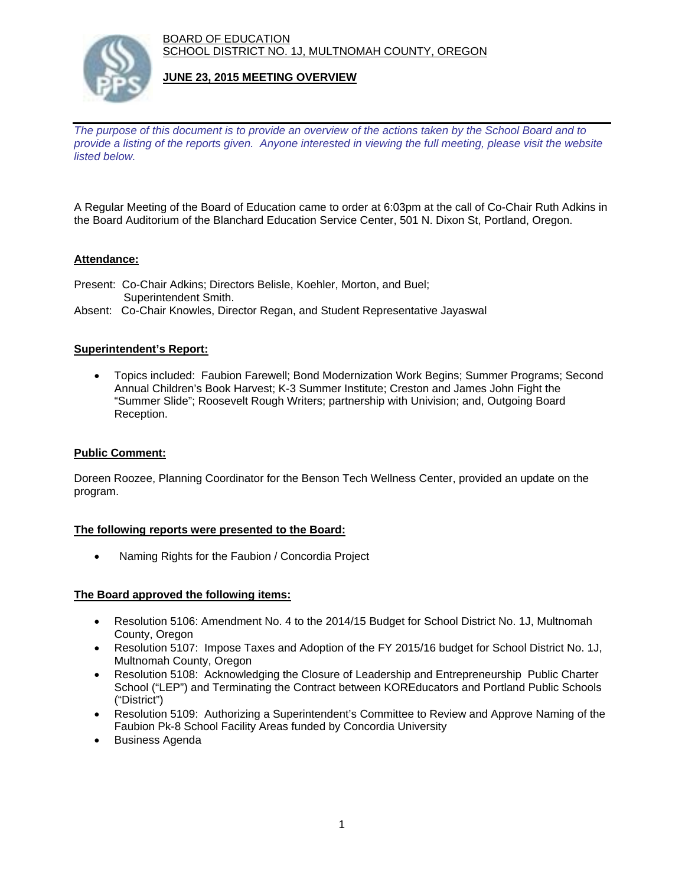BOARD OF EDUCATION
SCHOOL DISTRICT NO. 1J, MULTNOMAH COUNTY, OREGON

**JUNE 23, 2015 MEETING OVERVIEW**

*The purpose of this document is to provide an overview of the actions taken by the School Board and to provide a listing of the reports given. Anyone interested in viewing the full meeting, please visit the website listed below.*

A Regular Meeting of the Board of Education came to order at 6:03pm at the call of Co-Chair Ruth Adkins in the Board Auditorium of the Blanchard Education Service Center, 501 N. Dixon St, Portland, Oregon.

**Attendance:**

Present: Co-Chair Adkins; Directors Belisle, Koehler, Morton, and Buel; Superintendent Smith.
Absent: Co-Chair Knowles, Director Regan, and Student Representative Jayaswal

**Superintendent's Report:**

- Topics included: Faubion Farewell; Bond Modernization Work Begins; Summer Programs; Second Annual Children's Book Harvest; K-3 Summer Institute; Creston and James John Fight the "Summer Slide"; Roosevelt Rough Writers; partnership with Univision; and, Outgoing Board Reception.

**Public Comment:**

Doreen Roozee, Planning Coordinator for the Benson Tech Wellness Center, provided an update on the program.

**The following reports were presented to the Board:**

- Naming Rights for the Faubion / Concordia Project

**The Board approved the following items:**

- Resolution 5106: Amendment No. 4 to the 2014/15 Budget for School District No. 1J, Multnomah County, Oregon
- Resolution 5107: Impose Taxes and Adoption of the FY 2015/16 budget for School District No. 1J, Multnomah County, Oregon
- Resolution 5108: Acknowledging the Closure of Leadership and Entrepreneurship Public Charter School ("LEP") and Terminating the Contract between KOREducators and Portland Public Schools ("District")
- Resolution 5109: Authorizing a Superintendent's Committee to Review and Approve Naming of the Faubion Pk-8 School Facility Areas funded by Concordia University
- Business Agenda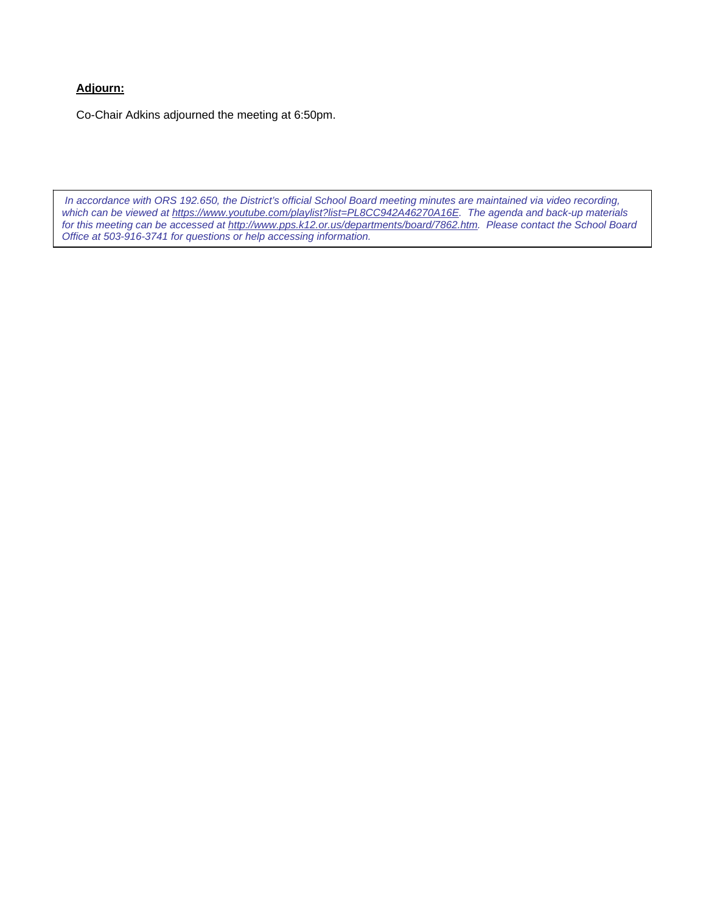**Adjourn:**

Co-Chair Adkins adjourned the meeting at 6:50pm.

*In accordance with ORS 192.650, the District's official School Board meeting minutes are maintained via video recording, which can be viewed at https://www.youtube.com/playlist?list=PL8CC942A46270A16E. The agenda and back-up materials for this meeting can be accessed at http://www.pps.k12.or.us/departments/board/7862.htm. Please contact the School Board Office at 503-916-3741 for questions or help accessing information.*